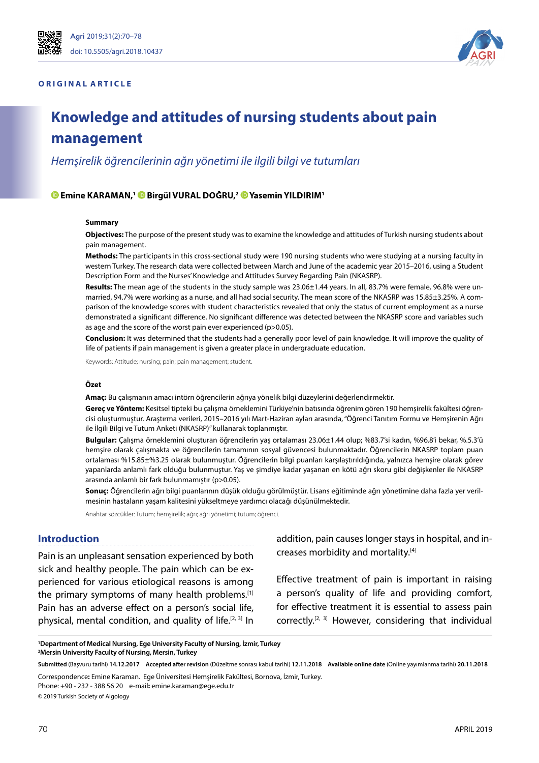**ORIGINAL ARTICLE**

# Knowledge and attitudes of nursing students about pain management

*Hemşirelik öğrencilerinin ağrı yönetimi ile ilgili bilgi ve tutumları*

**Emine KARAMAN,[1] Birgül VURAL DOĞRU,[2] Yasemin YILDIRIM[1]**

### Summary

**Objectives:** The purpose of the present study was to examine the knowledge and attitudes of Turkish nursing students about pain management.

**Methods:** The participants in this cross-sectional study were 190 nursing students who were studying at a nursing faculty in western Turkey. The research data were collected between March and June of the academic year 2015–2016, using a Student Description Form and the Nurses' Knowledge and Attitudes Survey Regarding Pain (NKASRP).

**Results:** The mean age of the students in the study sample was 23.06±1.44 years. In all, 83.7% were female, 96.8% were unmarried, 94.7% were working as a nurse, and all had social security. The mean score of the NKASRP was 15.85±3.25%. A comparison of the knowledge scores with student characteristics revealed that only the status of current employment as a nurse demonstrated a significant difference. No significant difference was detected between the NKASRP score and variables such as age and the score of the worst pain ever experienced (p>0.05).

**Conclusion:** It was determined that the students had a generally poor level of pain knowledge. It will improve the quality of life of patients if pain management is given a greater place in undergraduate education.

Keywords: Attitude; nursing; pain; pain management; student.

### Özet

**Amaç:** Bu çalışmanın amacı intörn öğrencilerin ağrıya yönelik bilgi düzeylerini değerlendirmektir.

**Gereç ve Yöntem:** Kesitsel tipteki bu çalışma örneklemini Türkiye'nin batısında öğrenim gören 190 hemşirelik fakültesi öğrencisi oluşturmuştur. Araştırma verileri, 2015–2016 yılı Mart-Haziran ayları arasında, "Öğrenci Tanıtım Formu ve Hemşirenin Ağrı ile İlgili Bilgi ve Tutum Anketi (NKASRP)" kullanarak toplanmıştır.

**Bulgular:** Çalışma örneklemini oluşturan öğrencilerin yaş ortalaması 23.06±1.44 olup; %83.7'si kadın, %96.8'i bekar, %.5.3'ü hemşire olarak çalışmakta ve öğrencilerin tamamının sosyal güvencesi bulunmaktadır. Öğrencilerin NKASRP toplam puan ortalaması %15.85±%3.25 olarak bulunmuştur. Öğrencilerin bilgi puanları karşılaştırıldığında, yalnızca hemşire olarak görev yapanlarda anlamlı fark olduğu bulunmuştur. Yaş ve şimdiye kadar yaşanan en kötü ağrı skoru gibi değişkenler ile NKASRP arasında anlamlı bir fark bulunmamıştır (p>0.05).

**Sonuç:** Öğrencilerin ağrı bilgi puanlarının düşük olduğu görülmüştür. Lisans eğitiminde ağrı yönetimine daha fazla yer verilmesinin hastaların yaşam kalitesini yükseltmeye yardımcı olacağı düşünülmektedir.

Anahtar sözcükler: Tutum; hemşirelik; ağrı; ağrı yönetimi; tutum; öğrenci.

## Introduction

Pain is an unpleasant sensation experienced by both sick and healthy people. The pain which can be experienced for various etiological reasons is among the primary symptoms of many health problems.[1] Pain has an adverse effect on a person's social life, physical, mental condition, and quality of life.[2, 3] In addition, pain causes longer stays in hospital, and increases morbidity and mortality.[4]

Effective treatment of pain is important in raising a person's quality of life and providing comfort, for effective treatment it is essential to assess pain correctly.[2, 3] However, considering that individual

[1]Department of Medical Nursing, Ege University Faculty of Nursing, İzmir, Turkey
[2]Mersin University Faculty of Nursing, Mersin, Turkey

**Submitted** (Başvuru tarihi) **14.12.2017** **Accepted after revision** (Düzeltme sonrası kabul tarihi) **12.11.2018** **Available online date** (Online yayımlanma tarihi) **20.11.2018**

Correspondence**:** Emine Karaman. Ege Üniversitesi Hemşirelik Fakültesi, Bornova, İzmir, Turkey.
Phone: +90 - 232 - 388 56 20 e-mail**:** emine.karaman@ege.edu.tr

© 2019 Turkish Society of Algology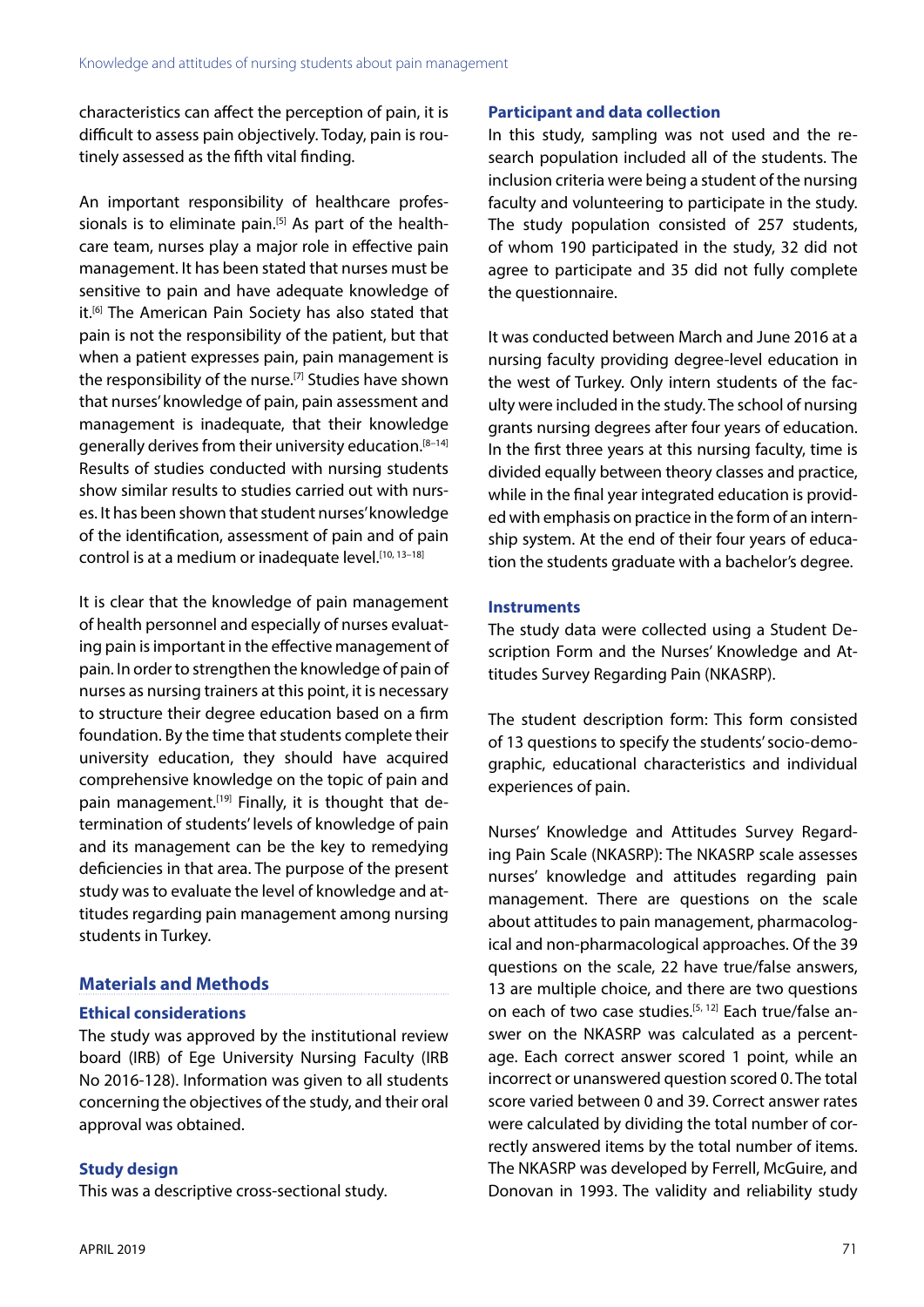characteristics can affect the perception of pain, it is difficult to assess pain objectively. Today, pain is routinely assessed as the fifth vital finding.

An important responsibility of healthcare professionals is to eliminate pain.[5] As part of the healthcare team, nurses play a major role in effective pain management. It has been stated that nurses must be sensitive to pain and have adequate knowledge of it.[6] The American Pain Society has also stated that pain is not the responsibility of the patient, but that when a patient expresses pain, pain management is the responsibility of the nurse.[7] Studies have shown that nurses' knowledge of pain, pain assessment and management is inadequate, that their knowledge generally derives from their university education.[8–14] Results of studies conducted with nursing students show similar results to studies carried out with nurses. It has been shown that student nurses' knowledge of the identification, assessment of pain and of pain control is at a medium or inadequate level.[10, 13–18]

It is clear that the knowledge of pain management of health personnel and especially of nurses evaluating pain is important in the effective management of pain. In order to strengthen the knowledge of pain of nurses as nursing trainers at this point, it is necessary to structure their degree education based on a firm foundation. By the time that students complete their university education, they should have acquired comprehensive knowledge on the topic of pain and pain management.[19] Finally, it is thought that determination of students' levels of knowledge of pain and its management can be the key to remedying deficiencies in that area. The purpose of the present study was to evaluate the level of knowledge and attitudes regarding pain management among nursing students in Turkey.

## Materials and Methods

### Ethical considerations

The study was approved by the institutional review board (IRB) of Ege University Nursing Faculty (IRB No 2016-128). Information was given to all students concerning the objectives of the study, and their oral approval was obtained.

### Study design

This was a descriptive cross-sectional study.

### Participant and data collection

In this study, sampling was not used and the research population included all of the students. The inclusion criteria were being a student of the nursing faculty and volunteering to participate in the study. The study population consisted of 257 students, of whom 190 participated in the study, 32 did not agree to participate and 35 did not fully complete the questionnaire.

It was conducted between March and June 2016 at a nursing faculty providing degree-level education in the west of Turkey. Only intern students of the faculty were included in the study. The school of nursing grants nursing degrees after four years of education. In the first three years at this nursing faculty, time is divided equally between theory classes and practice, while in the final year integrated education is provided with emphasis on practice in the form of an internship system. At the end of their four years of education the students graduate with a bachelor's degree.

### Instruments

The study data were collected using a Student Description Form and the Nurses' Knowledge and Attitudes Survey Regarding Pain (NKASRP).

The student description form: This form consisted of 13 questions to specify the students' socio-demographic, educational characteristics and individual experiences of pain.

Nurses' Knowledge and Attitudes Survey Regarding Pain Scale (NKASRP): The NKASRP scale assesses nurses' knowledge and attitudes regarding pain management. There are questions on the scale about attitudes to pain management, pharmacological and non-pharmacological approaches. Of the 39 questions on the scale, 22 have true/false answers, 13 are multiple choice, and there are two questions on each of two case studies.[5, 12] Each true/false answer on the NKASRP was calculated as a percentage. Each correct answer scored 1 point, while an incorrect or unanswered question scored 0. The total score varied between 0 and 39. Correct answer rates were calculated by dividing the total number of correctly answered items by the total number of items. The NKASRP was developed by Ferrell, McGuire, and Donovan in 1993. The validity and reliability study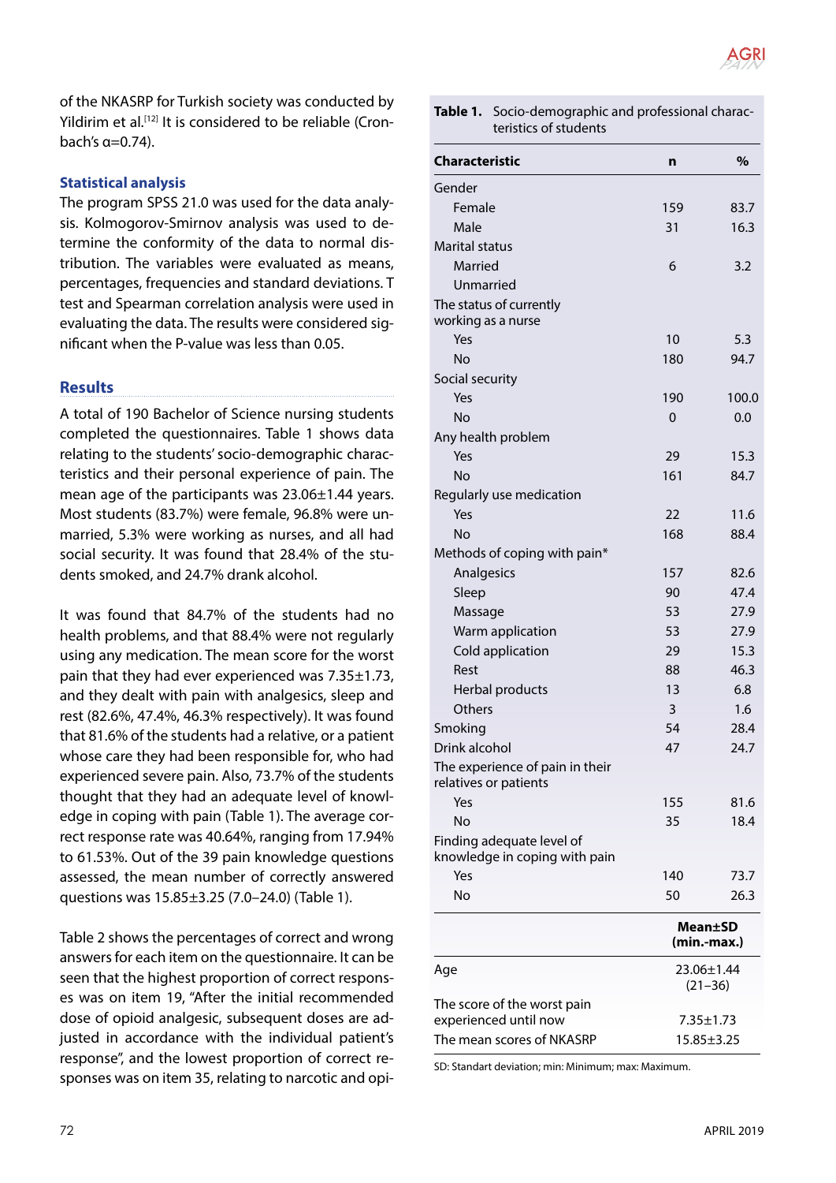of the NKASRP for Turkish society was conducted by Yildirim et al.[12] It is considered to be reliable (Cronbach's α=0.74).

### Statistical analysis

The program SPSS 21.0 was used for the data analysis. Kolmogorov-Smirnov analysis was used to determine the conformity of the data to normal distribution. The variables were evaluated as means, percentages, frequencies and standard deviations. T test and Spearman correlation analysis were used in evaluating the data. The results were considered significant when the P-value was less than 0.05.

## Results

A total of 190 Bachelor of Science nursing students completed the questionnaires. Table 1 shows data relating to the students' socio-demographic characteristics and their personal experience of pain. The mean age of the participants was 23.06±1.44 years. Most students (83.7%) were female, 96.8% were unmarried, 5.3% were working as nurses, and all had social security. It was found that 28.4% of the students smoked, and 24.7% drank alcohol.

It was found that 84.7% of the students had no health problems, and that 88.4% were not regularly using any medication. The mean score for the worst pain that they had ever experienced was 7.35±1.73, and they dealt with pain with analgesics, sleep and rest (82.6%, 47.4%, 46.3% respectively). It was found that 81.6% of the students had a relative, or a patient whose care they had been responsible for, who had experienced severe pain. Also, 73.7% of the students thought that they had an adequate level of knowledge in coping with pain (Table 1). The average correct response rate was 40.64%, ranging from 17.94% to 61.53%. Out of the 39 pain knowledge questions assessed, the mean number of correctly answered questions was 15.85±3.25 (7.0–24.0) (Table 1).

Table 2 shows the percentages of correct and wrong answers for each item on the questionnaire. It can be seen that the highest proportion of correct responses was on item 19, "After the initial recommended dose of opioid analgesic, subsequent doses are adjusted in accordance with the individual patient's response", and the lowest proportion of correct responses was on item 35, relating to narcotic and opi-

**Table 1.** Socio-demographic and professional characteristics of students

| Characteristic | n | % |
|---|---|---|
| Gender | | |
| Female | 159 | 83.7 |
| Male | 31 | 16.3 |
| Marital status | | |
| Married | 6 | 3.2 |
| Unmarried | | |
| The status of currently working as a nurse | | |
| Yes | 10 | 5.3 |
| No | 180 | 94.7 |
| Social security | | |
| Yes | 190 | 100.0 |
| No | 0 | 0.0 |
| Any health problem | | |
| Yes | 29 | 15.3 |
| No | 161 | 84.7 |
| Regularly use medication | | |
| Yes | 22 | 11.6 |
| No | 168 | 88.4 |
| Methods of coping with pain* | | |
| Analgesics | 157 | 82.6 |
| Sleep | 90 | 47.4 |
| Massage | 53 | 27.9 |
| Warm application | 53 | 27.9 |
| Cold application | 29 | 15.3 |
| Rest | 88 | 46.3 |
| Herbal products | 13 | 6.8 |
| Others | 3 | 1.6 |
| Smoking | 54 | 28.4 |
| Drink alcohol | 47 | 24.7 |
| The experience of pain in their relatives or patients | | |
| Yes | 155 | 81.6 |
| No | 35 | 18.4 |
| Finding adequate level of knowledge in coping with pain | | |
| Yes | 140 | 73.7 |
| No | 50 | 26.3 |
| | **Mean±SD (min.-max.)** | |
| Age | 23.06±1.44 (21–36) | |
| The score of the worst pain experienced until now | 7.35±1.73 | |
| The mean scores of NKASRP | 15.85±3.25 | |

SD: Standart deviation; min: Minimum; max: Maximum.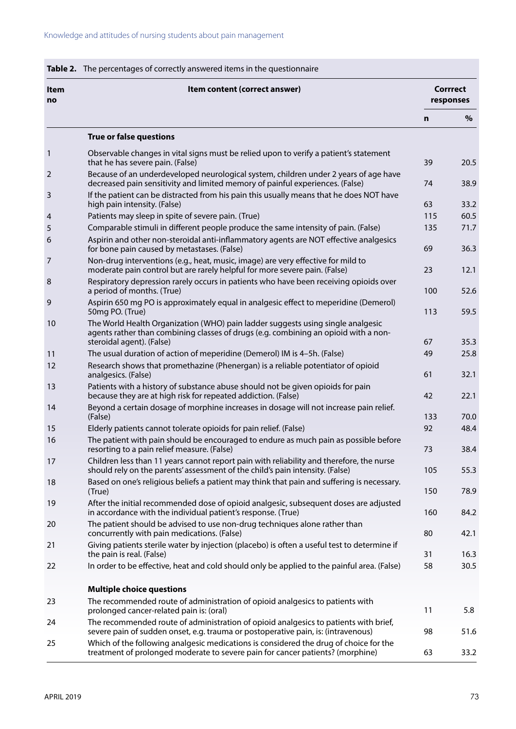**Table 2.** The percentages of correctly answered items in the questionnaire

| Item no | Item content (correct answer) | Corrrect responses | |
|---|---|---|---|
| | | n | % |
| | **True or false questions** | | |
| 1 | Observable changes in vital signs must be relied upon to verify a patient's statement that he has severe pain. (False) | 39 | 20.5 |
| 2 | Because of an underdeveloped neurological system, children under 2 years of age have decreased pain sensitivity and limited memory of painful experiences. (False) | 74 | 38.9 |
| 3 | If the patient can be distracted from his pain this usually means that he does NOT have high pain intensity. (False) | 63 | 33.2 |
| 4 | Patients may sleep in spite of severe pain. (True) | 115 | 60.5 |
| 5 | Comparable stimuli in different people produce the same intensity of pain. (False) | 135 | 71.7 |
| 6 | Aspirin and other non-steroidal anti-inflammatory agents are NOT effective analgesics for bone pain caused by metastases. (False) | 69 | 36.3 |
| 7 | Non-drug interventions (e.g., heat, music, image) are very effective for mild to moderate pain control but are rarely helpful for more severe pain. (False) | 23 | 12.1 |
| 8 | Respiratory depression rarely occurs in patients who have been receiving opioids over a period of months. (True) | 100 | 52.6 |
| 9 | Aspirin 650 mg PO is approximately equal in analgesic effect to meperidine (Demerol) 50mg PO. (True) | 113 | 59.5 |
| 10 | The World Health Organization (WHO) pain ladder suggests using single analgesic agents rather than combining classes of drugs (e.g. combining an opioid with a non-steroidal agent). (False) | 67 | 35.3 |
| 11 | The usual duration of action of meperidine (Demerol) IM is 4–5h. (False) | 49 | 25.8 |
| 12 | Research shows that promethazine (Phenergan) is a reliable potentiator of opioid analgesics. (False) | 61 | 32.1 |
| 13 | Patients with a history of substance abuse should not be given opioids for pain because they are at high risk for repeated addiction. (False) | 42 | 22.1 |
| 14 | Beyond a certain dosage of morphine increases in dosage will not increase pain relief. (False) | 133 | 70.0 |
| 15 | Elderly patients cannot tolerate opioids for pain relief. (False) | 92 | 48.4 |
| 16 | The patient with pain should be encouraged to endure as much pain as possible before resorting to a pain relief measure. (False) | 73 | 38.4 |
| 17 | Children less than 11 years cannot report pain with reliability and therefore, the nurse should rely on the parents' assessment of the child's pain intensity. (False) | 105 | 55.3 |
| 18 | Based on one's religious beliefs a patient may think that pain and suffering is necessary. (True) | 150 | 78.9 |
| 19 | After the initial recommended dose of opioid analgesic, subsequent doses are adjusted in accordance with the individual patient's response. (True) | 160 | 84.2 |
| 20 | The patient should be advised to use non-drug techniques alone rather than concurrently with pain medications. (False) | 80 | 42.1 |
| 21 | Giving patients sterile water by injection (placebo) is often a useful test to determine if the pain is real. (False) | 31 | 16.3 |
| 22 | In order to be effective, heat and cold should only be applied to the painful area. (False) | 58 | 30.5 |
| | **Multiple choice questions** | | |
| 23 | The recommended route of administration of opioid analgesics to patients with prolonged cancer-related pain is: (oral) | 11 | 5.8 |
| 24 | The recommended route of administration of opioid analgesics to patients with brief, severe pain of sudden onset, e.g. trauma or postoperative pain, is: (intravenous) | 98 | 51.6 |
| 25 | Which of the following analgesic medications is considered the drug of choice for the treatment of prolonged moderate to severe pain for cancer patients? (morphine) | 63 | 33.2 |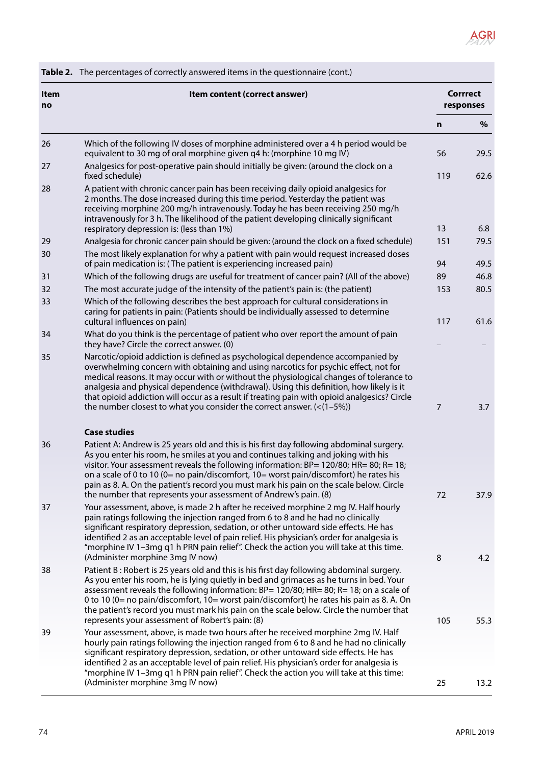**Table 2.** The percentages of correctly answered items in the questionnaire (cont.)

| Item no | Item content (correct answer) | Corrrect responses | |
|---|---|---|---|
| | | n | % |
| 26 | Which of the following IV doses of morphine administered over a 4 h period would be equivalent to 30 mg of oral morphine given q4 h: (morphine 10 mg IV) | 56 | 29.5 |
| 27 | Analgesics for post-operative pain should initially be given: (around the clock on a fixed schedule) | 119 | 62.6 |
| 28 | A patient with chronic cancer pain has been receiving daily opioid analgesics for 2 months. The dose increased during this time period. Yesterday the patient was receiving morphine 200 mg/h intravenously. Today he has been receiving 250 mg/h intravenously for 3 h. The likelihood of the patient developing clinically significant respiratory depression is: (less than 1%) | 13 | 6.8 |
| 29 | Analgesia for chronic cancer pain should be given: (around the clock on a fixed schedule) | 151 | 79.5 |
| 30 | The most likely explanation for why a patient with pain would request increased doses of pain medication is: (The patient is experiencing increased pain) | 94 | 49.5 |
| 31 | Which of the following drugs are useful for treatment of cancer pain? (All of the above) | 89 | 46.8 |
| 32 | The most accurate judge of the intensity of the patient's pain is: (the patient) | 153 | 80.5 |
| 33 | Which of the following describes the best approach for cultural considerations in caring for patients in pain: (Patients should be individually assessed to determine cultural influences on pain) | 117 | 61.6 |
| 34 | What do you think is the percentage of patient who over report the amount of pain they have? Circle the correct answer. (0) | – | – |
| 35 | Narcotic/opioid addiction is defined as psychological dependence accompanied by overwhelming concern with obtaining and using narcotics for psychic effect, not for medical reasons. It may occur with or without the physiological changes of tolerance to analgesia and physical dependence (withdrawal). Using this definition, how likely is it that opioid addiction will occur as a result if treating pain with opioid analgesics? Circle the number closest to what you consider the correct answer. (<(1–5%)) | 7 | 3.7 |
| | **Case studies** | | |
| 36 | Patient A: Andrew is 25 years old and this is his first day following abdominal surgery. As you enter his room, he smiles at you and continues talking and joking with his visitor. Your assessment reveals the following information: BP= 120/80; HR= 80; R= 18; on a scale of 0 to 10 (0= no pain/discomfort, 10= worst pain/discomfort) he rates his pain as 8. A. On the patient's record you must mark his pain on the scale below. Circle the number that represents your assessment of Andrew's pain. (8) | 72 | 37.9 |
| 37 | Your assessment, above, is made 2 h after he received morphine 2 mg IV. Half hourly pain ratings following the injection ranged from 6 to 8 and he had no clinically significant respiratory depression, sedation, or other untoward side effects. He has identified 2 as an acceptable level of pain relief. His physician's order for analgesia is "morphine IV 1–3mg q1 h PRN pain relief". Check the action you will take at this time. (Administer morphine 3mg IV now) | 8 | 4.2 |
| 38 | Patient B : Robert is 25 years old and this is his first day following abdominal surgery. As you enter his room, he is lying quietly in bed and grimaces as he turns in bed. Your assessment reveals the following information: BP= 120/80; HR= 80; R= 18; on a scale of 0 to 10 (0= no pain/discomfort, 10= worst pain/discomfort) he rates his pain as 8. A. On the patient's record you must mark his pain on the scale below. Circle the number that represents your assessment of Robert's pain: (8) | 105 | 55.3 |
| 39 | Your assessment, above, is made two hours after he received morphine 2mg IV. Half hourly pain ratings following the injection ranged from 6 to 8 and he had no clinically significant respiratory depression, sedation, or other untoward side effects. He has identified 2 as an acceptable level of pain relief. His physician's order for analgesia is "morphine IV 1–3mg q1 h PRN pain relief". Check the action you will take at this time: (Administer morphine 3mg IV now) | 25 | 13.2 |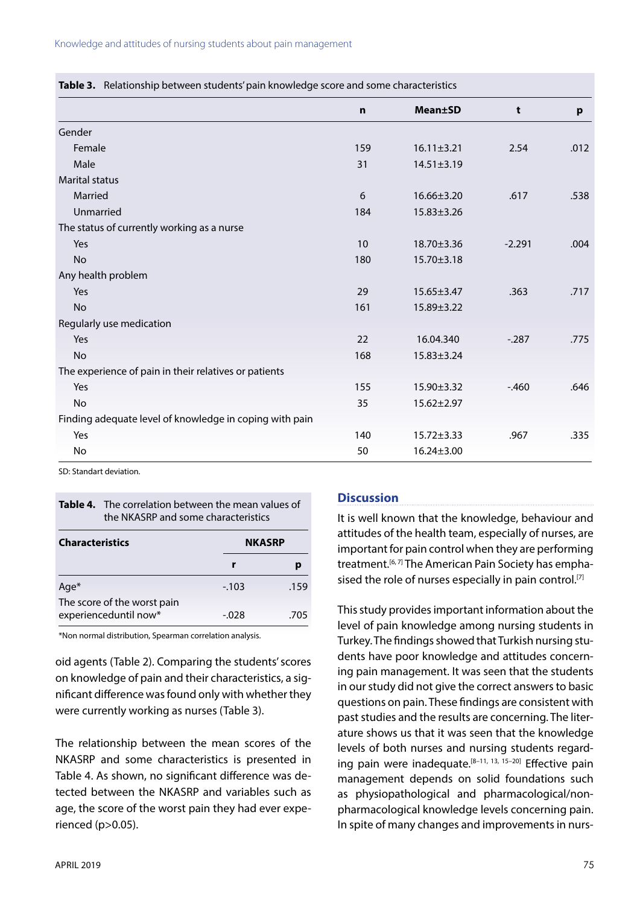**Table 3.** Relationship between students' pain knowledge score and some characteristics

| | n | Mean±SD | t | p |
|---|---|---|---|---|
| Gender | | | | |
| Female | 159 | 16.11±3.21 | 2.54 | .012 |
| Male | 31 | 14.51±3.19 | | |
| Marital status | | | | |
| Married | 6 | 16.66±3.20 | .617 | .538 |
| Unmarried | 184 | 15.83±3.26 | | |
| The status of currently working as a nurse | | | | |
| Yes | 10 | 18.70±3.36 | -2.291 | .004 |
| No | 180 | 15.70±3.18 | | |
| Any health problem | | | | |
| Yes | 29 | 15.65±3.47 | .363 | .717 |
| No | 161 | 15.89±3.22 | | |
| Regularly use medication | | | | |
| Yes | 22 | 16.04.340 | -.287 | .775 |
| No | 168 | 15.83±3.24 | | |
| The experience of pain in their relatives or patients | | | | |
| Yes | 155 | 15.90±3.32 | -.460 | .646 |
| No | 35 | 15.62±2.97 | | |
| Finding adequate level of knowledge in coping with pain | | | | |
| Yes | 140 | 15.72±3.33 | .967 | .335 |
| No | 50 | 16.24±3.00 | | |

SD: Standart deviation.

**Table 4.** The correlation between the mean values of the NKASRP and some characteristics

| Characteristics | NKASRP | |
|---|---|---|
| | r | p |
| Age* | -.103 | .159 |
| The score of the worst pain experienceduntil now* | -.028 | .705 |

*Non normal distribution, Spearman correlation analysis.

oid agents (Table 2). Comparing the students' scores on knowledge of pain and their characteristics, a significant difference was found only with whether they were currently working as nurses (Table 3).

The relationship between the mean scores of the NKASRP and some characteristics is presented in Table 4. As shown, no significant difference was detected between the NKASRP and variables such as age, the score of the worst pain they had ever experienced (p>0.05).

## Discussion

It is well known that the knowledge, behaviour and attitudes of the health team, especially of nurses, are important for pain control when they are performing treatment.[6, 7] The American Pain Society has emphasised the role of nurses especially in pain control.[7]

This study provides important information about the level of pain knowledge among nursing students in Turkey. The findings showed that Turkish nursing students have poor knowledge and attitudes concerning pain management. It was seen that the students in our study did not give the correct answers to basic questions on pain. These findings are consistent with past studies and the results are concerning. The literature shows us that it was seen that the knowledge levels of both nurses and nursing students regarding pain were inadequate.[8–11, 13, 15–20] Effective pain management depends on solid foundations such as physiopathological and pharmacological/non-pharmacological knowledge levels concerning pain. In spite of many changes and improvements in nurs-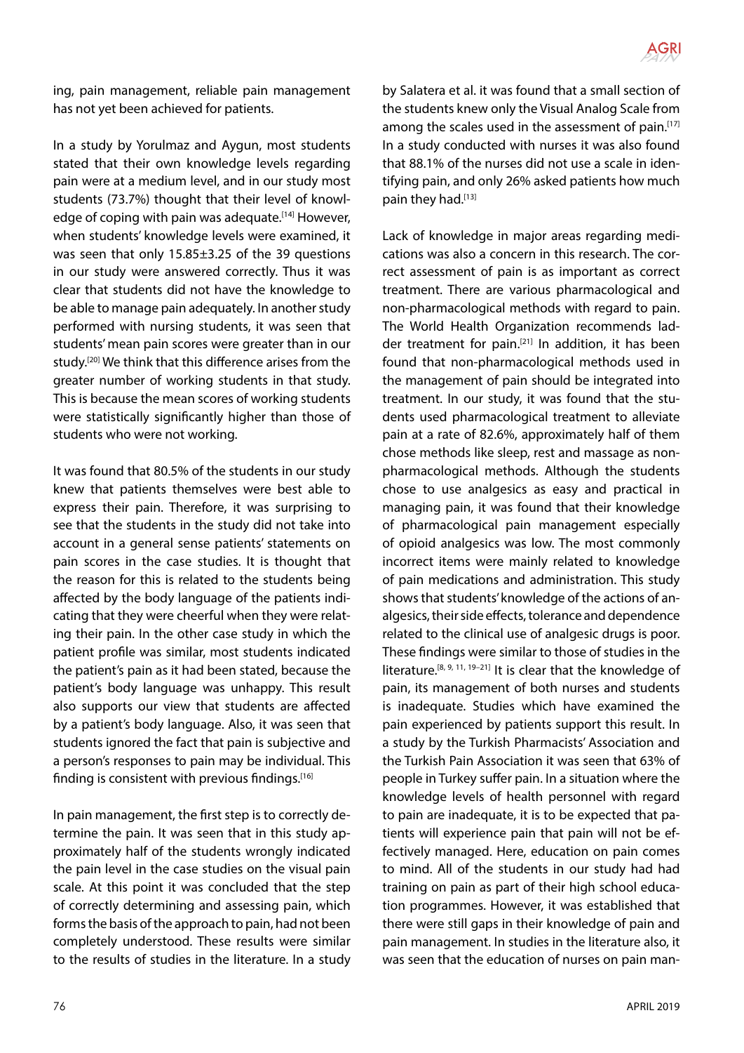ing, pain management, reliable pain management has not yet been achieved for patients.

In a study by Yorulmaz and Aygun, most students stated that their own knowledge levels regarding pain were at a medium level, and in our study most students (73.7%) thought that their level of knowledge of coping with pain was adequate.[14] However, when students' knowledge levels were examined, it was seen that only 15.85±3.25 of the 39 questions in our study were answered correctly. Thus it was clear that students did not have the knowledge to be able to manage pain adequately. In another study performed with nursing students, it was seen that students' mean pain scores were greater than in our study.[20] We think that this difference arises from the greater number of working students in that study. This is because the mean scores of working students were statistically significantly higher than those of students who were not working.

It was found that 80.5% of the students in our study knew that patients themselves were best able to express their pain. Therefore, it was surprising to see that the students in the study did not take into account in a general sense patients' statements on pain scores in the case studies. It is thought that the reason for this is related to the students being affected by the body language of the patients indicating that they were cheerful when they were relating their pain. In the other case study in which the patient profile was similar, most students indicated the patient's pain as it had been stated, because the patient's body language was unhappy. This result also supports our view that students are affected by a patient's body language. Also, it was seen that students ignored the fact that pain is subjective and a person's responses to pain may be individual. This finding is consistent with previous findings.[16]

In pain management, the first step is to correctly determine the pain. It was seen that in this study approximately half of the students wrongly indicated the pain level in the case studies on the visual pain scale. At this point it was concluded that the step of correctly determining and assessing pain, which forms the basis of the approach to pain, had not been completely understood. These results were similar to the results of studies in the literature. In a study by Salatera et al. it was found that a small section of the students knew only the Visual Analog Scale from among the scales used in the assessment of pain.[17] In a study conducted with nurses it was also found that 88.1% of the nurses did not use a scale in identifying pain, and only 26% asked patients how much pain they had.[13]

Lack of knowledge in major areas regarding medications was also a concern in this research. The correct assessment of pain is as important as correct treatment. There are various pharmacological and non-pharmacological methods with regard to pain. The World Health Organization recommends ladder treatment for pain.[21] In addition, it has been found that non-pharmacological methods used in the management of pain should be integrated into treatment. In our study, it was found that the students used pharmacological treatment to alleviate pain at a rate of 82.6%, approximately half of them chose methods like sleep, rest and massage as non-pharmacological methods. Although the students chose to use analgesics as easy and practical in managing pain, it was found that their knowledge of pharmacological pain management especially of opioid analgesics was low. The most commonly incorrect items were mainly related to knowledge of pain medications and administration. This study shows that students' knowledge of the actions of analgesics, their side effects, tolerance and dependence related to the clinical use of analgesic drugs is poor. These findings were similar to those of studies in the literature.[8, 9, 11, 19–21] It is clear that the knowledge of pain, its management of both nurses and students is inadequate. Studies which have examined the pain experienced by patients support this result. In a study by the Turkish Pharmacists' Association and the Turkish Pain Association it was seen that 63% of people in Turkey suffer pain. In a situation where the knowledge levels of health personnel with regard to pain are inadequate, it is to be expected that patients will experience pain that pain will not be effectively managed. Here, education on pain comes to mind. All of the students in our study had had training on pain as part of their high school education programmes. However, it was established that there were still gaps in their knowledge of pain and pain management. In studies in the literature also, it was seen that the education of nurses on pain man-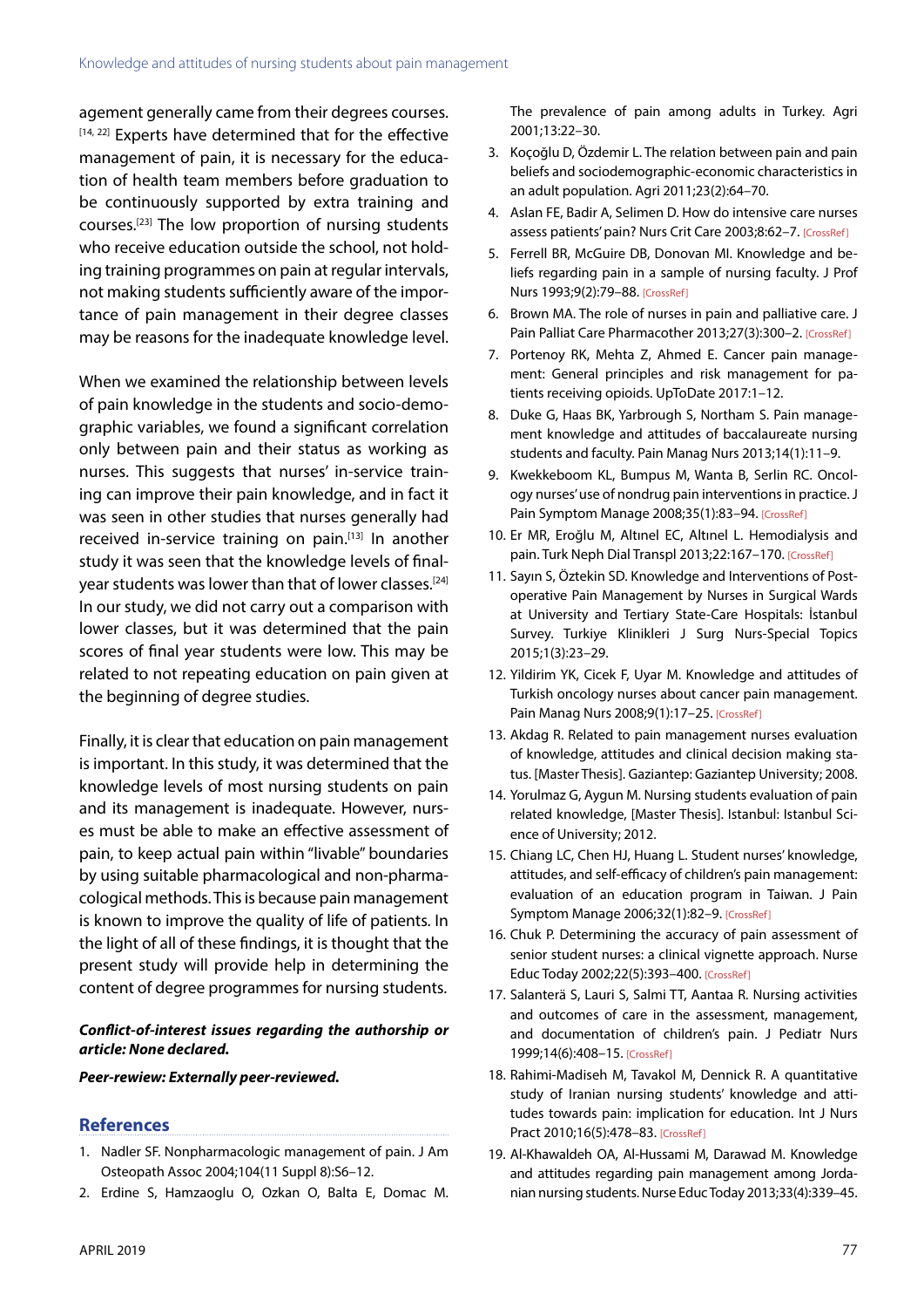agement generally came from their degrees courses.[14, 22] Experts have determined that for the effective management of pain, it is necessary for the education of health team members before graduation to be continuously supported by extra training and courses.[23] The low proportion of nursing students who receive education outside the school, not holding training programmes on pain at regular intervals, not making students sufficiently aware of the importance of pain management in their degree classes may be reasons for the inadequate knowledge level.

When we examined the relationship between levels of pain knowledge in the students and socio-demographic variables, we found a significant correlation only between pain and their status as working as nurses. This suggests that nurses' in-service training can improve their pain knowledge, and in fact it was seen in other studies that nurses generally had received in-service training on pain.[13] In another study it was seen that the knowledge levels of final-year students was lower than that of lower classes.[24] In our study, we did not carry out a comparison with lower classes, but it was determined that the pain scores of final year students were low. This may be related to not repeating education on pain given at the beginning of degree studies.

Finally, it is clear that education on pain management is important. In this study, it was determined that the knowledge levels of most nursing students on pain and its management is inadequate. However, nurses must be able to make an effective assessment of pain, to keep actual pain within "livable" boundaries by using suitable pharmacological and non-pharmacological methods. This is because pain management is known to improve the quality of life of patients. In the light of all of these findings, it is thought that the present study will provide help in determining the content of degree programmes for nursing students.

***Conflict-of-interest issues regarding the authorship or article: None declared.***

***Peer-rewiew: Externally peer-reviewed.***

## References

1. Nadler SF. Nonpharmacologic management of pain. J Am Osteopath Assoc 2004;104(11 Suppl 8):S6–12.
2. Erdine S, Hamzaoglu O, Ozkan O, Balta E, Domac M. The prevalence of pain among adults in Turkey. Agri 2001;13:22–30.
3. Koçoğlu D, Özdemir L. The relation between pain and pain beliefs and sociodemographic-economic characteristics in an adult population. Agri 2011;23(2):64–70.
4. Aslan FE, Badir A, Selimen D. How do intensive care nurses assess patients' pain? Nurs Crit Care 2003;8:62–7. [CrossRef]
5. Ferrell BR, McGuire DB, Donovan MI. Knowledge and beliefs regarding pain in a sample of nursing faculty. J Prof Nurs 1993;9(2):79–88. [CrossRef]
6. Brown MA. The role of nurses in pain and palliative care. J Pain Palliat Care Pharmacother 2013;27(3):300–2. [CrossRef]
7. Portenoy RK, Mehta Z, Ahmed E. Cancer pain management: General principles and risk management for patients receiving opioids. UpToDate 2017:1–12.
8. Duke G, Haas BK, Yarbrough S, Northam S. Pain management knowledge and attitudes of baccalaureate nursing students and faculty. Pain Manag Nurs 2013;14(1):11–9.
9. Kwekkeboom KL, Bumpus M, Wanta B, Serlin RC. Oncology nurses' use of nondrug pain interventions in practice. J Pain Symptom Manage 2008;35(1):83–94. [CrossRef]
10. Er MR, Eroğlu M, Altınel EC, Altınel L. Hemodialysis and pain. Turk Neph Dial Transpl 2013;22:167–170. [CrossRef]
11. Sayın S, Öztekin SD. Knowledge and Interventions of Postoperative Pain Management by Nurses in Surgical Wards at University and Tertiary State-Care Hospitals: İstanbul Survey. Turkiye Klinikleri J Surg Nurs-Special Topics 2015;1(3):23–29.
12. Yildirim YK, Cicek F, Uyar M. Knowledge and attitudes of Turkish oncology nurses about cancer pain management. Pain Manag Nurs 2008;9(1):17–25. [CrossRef]
13. Akdag R. Related to pain management nurses evaluation of knowledge, attitudes and clinical decision making status. [Master Thesis]. Gaziantep: Gaziantep University; 2008.
14. Yorulmaz G, Aygun M. Nursing students evaluation of pain related knowledge, [Master Thesis]. Istanbul: Istanbul Science of University; 2012.
15. Chiang LC, Chen HJ, Huang L. Student nurses' knowledge, attitudes, and self-efficacy of children's pain management: evaluation of an education program in Taiwan. J Pain Symptom Manage 2006;32(1):82–9. [CrossRef]
16. Chuk P. Determining the accuracy of pain assessment of senior student nurses: a clinical vignette approach. Nurse Educ Today 2002;22(5):393–400. [CrossRef]
17. Salanterä S, Lauri S, Salmi TT, Aantaa R. Nursing activities and outcomes of care in the assessment, management, and documentation of children's pain. J Pediatr Nurs 1999;14(6):408–15. [CrossRef]
18. Rahimi-Madiseh M, Tavakol M, Dennick R. A quantitative study of Iranian nursing students' knowledge and attitudes towards pain: implication for education. Int J Nurs Pract 2010;16(5):478–83. [CrossRef]
19. Al-Khawaldeh OA, Al-Hussami M, Darawad M. Knowledge and attitudes regarding pain management among Jordanian nursing students. Nurse Educ Today 2013;33(4):339–45.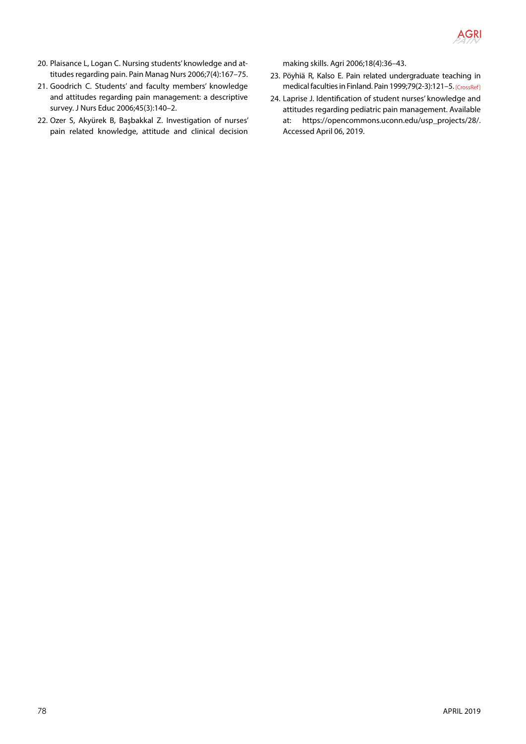20. Plaisance L, Logan C. Nursing students' knowledge and attitudes regarding pain. Pain Manag Nurs 2006;7(4):167–75.
21. Goodrich C. Students' and faculty members' knowledge and attitudes regarding pain management: a descriptive survey. J Nurs Educ 2006;45(3):140–2.
22. Ozer S, Akyürek B, Başbakkal Z. Investigation of nurses' pain related knowledge, attitude and clinical decision making skills. Agri 2006;18(4):36–43.
23. Pöyhiä R, Kalso E. Pain related undergraduate teaching in medical faculties in Finland. Pain 1999;79(2-3):121–5. [CrossRef]
24. Laprise J. Identification of student nurses' knowledge and attitudes regarding pediatric pain management. Available at: https://opencommons.uconn.edu/usp_projects/28/. Accessed April 06, 2019.